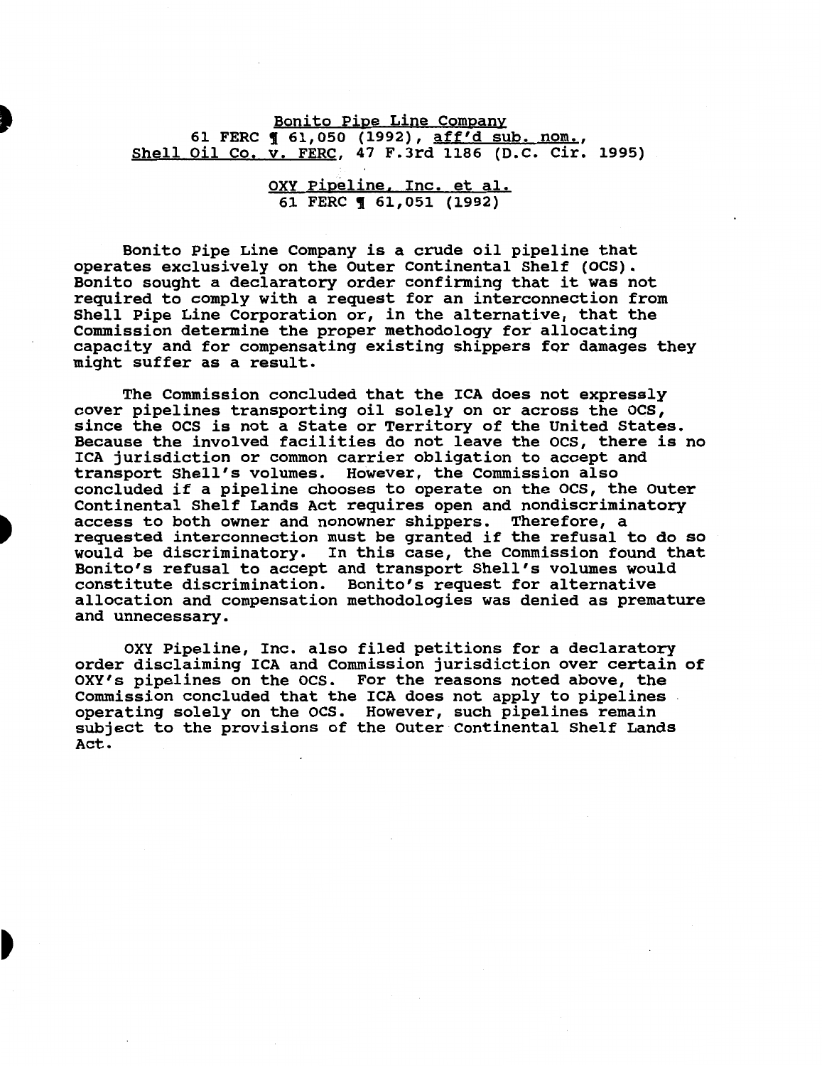<u>Bonito Pipe Line Company</u>
61 FERC ¶ 61,050 (1992), <u>aff'd sub. nom.</u>, <u>Shell Oil Co. v. FERC</u>, 47 F.3rd 1186 (D.C. Cir. 1995)

<u>OXY Pipeline, Inc. et al.</u>
61 FERC ¶ 61,051 (1992)

Bonito Pipe Line Company is a crude oil pipeline that operates exclusively on the Outer Continental Shelf (OCS). Bonito sought a declaratory order confirming that it was not required to comply with a request for an interconnection from Shell Pipe Line Corporation or, in the alternative, that the Commission determine the proper methodology for allocating capacity and for compensating existing shippers for damages they might suffer as a result.

The Commission concluded that the ICA does not expressly cover pipelines transporting oil solely on or across the OCS, since the OCS is not a State or Territory of the United States. Because the involved facilities do not leave the OCS, there is no ICA jurisdiction or common carrier obligation to accept and transport Shell's volumes. However, the Commission also concluded if a pipeline chooses to operate on the OCS, the Outer Continental Shelf Lands Act requires open and nondiscriminatory access to both owner and nonowner shippers. Therefore, a requested interconnection must be granted if the refusal to do so would be discriminatory. In this case, the Commission found that Bonito's refusal to accept and transport Shell's volumes would constitute discrimination. Bonito's request for alternative allocation and compensation methodologies was denied as premature and unnecessary.

OXY Pipeline, Inc. also filed petitions for a declaratory order disclaiming ICA and Commission jurisdiction over certain of OXY's pipelines on the OCS. For the reasons noted above, the Commission concluded that the ICA does not apply to pipelines operating solely on the OCS. However, such pipelines remain subject to the provisions of the Outer Continental Shelf Lands Act.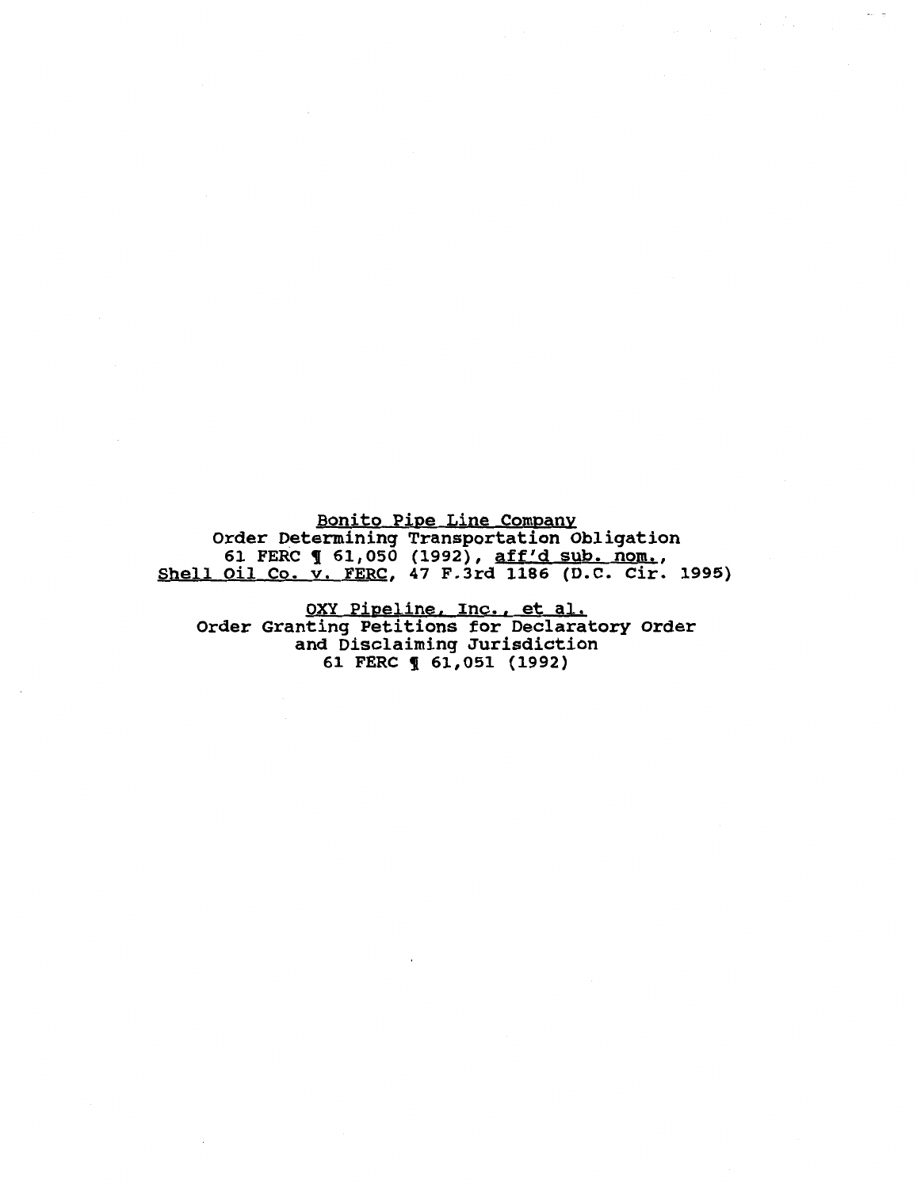Bonito Pipe Line Company
Order Determining Transportation Obligation
61 FERC ¶ 61,050 (1992), *aff'd sub. nom.*,
*Shell Oil Co. v. FERC*, 47 F.3rd 1186 (D.C. Cir. 1995)

OXY Pipeline, Inc., et al.
Order Granting Petitions for Declaratory Order
and Disclaiming Jurisdiction
61 FERC ¶ 61,051 (1992)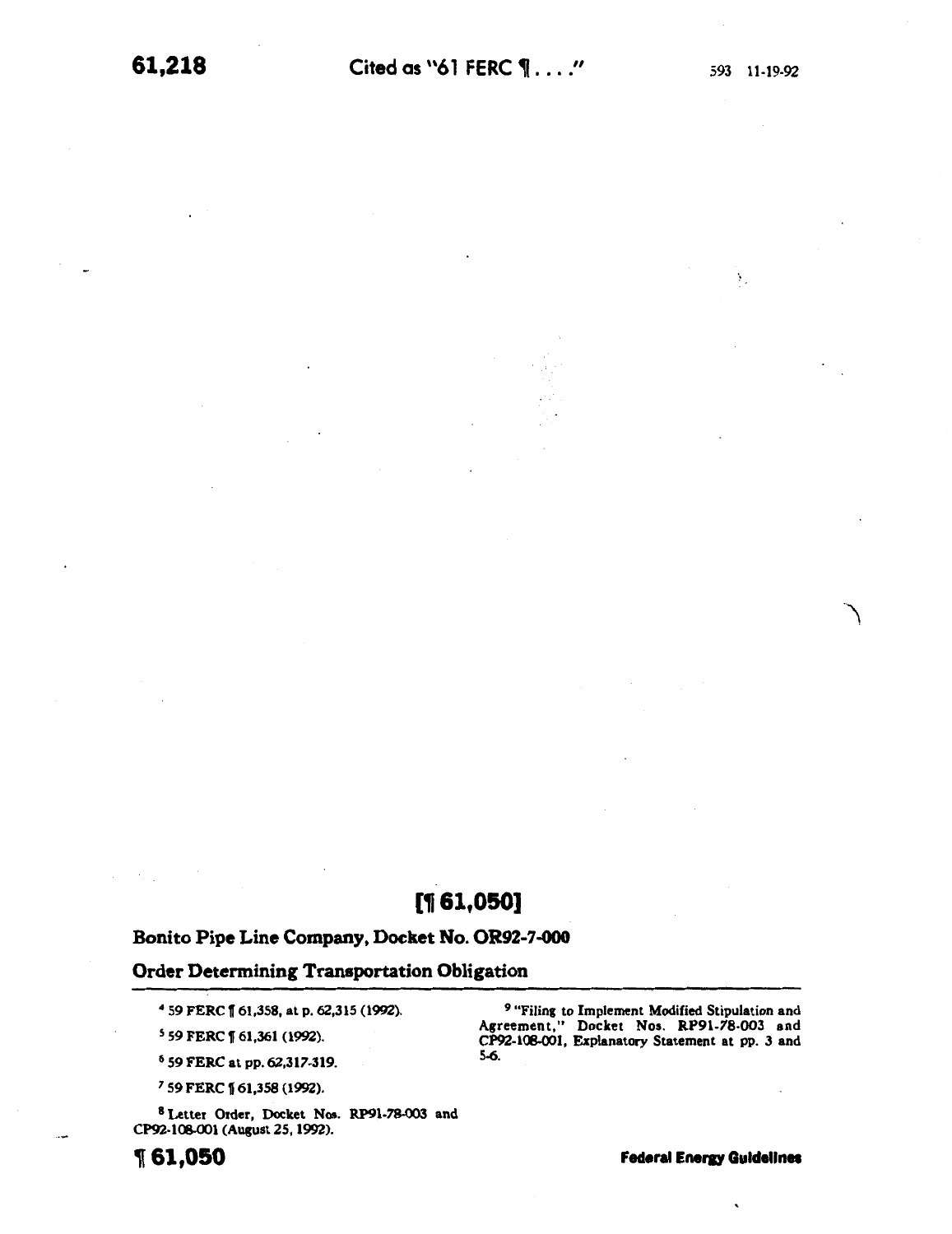# [¶ 61,050]

## Bonito Pipe Line Company, Docket No. OR92-7-000

## Order Determining Transportation Obligation

[4] 59 FERC ¶ 61,358, at p. 62,315 (1992).

[5] 59 FERC ¶ 61,361 (1992).

[6] 59 FERC at pp. 62,317-319.

[7] 59 FERC ¶ 61,358 (1992).

[8] Letter Order, Docket Nos. RP91-78-003 and CP92-108-001 (August 25, 1992).

[9] "Filing to Implement Modified Stipulation and Agreement," Docket Nos. RP91-78-003 and CP92-108-001, Explanatory Statement at pp. 3 and 5-6.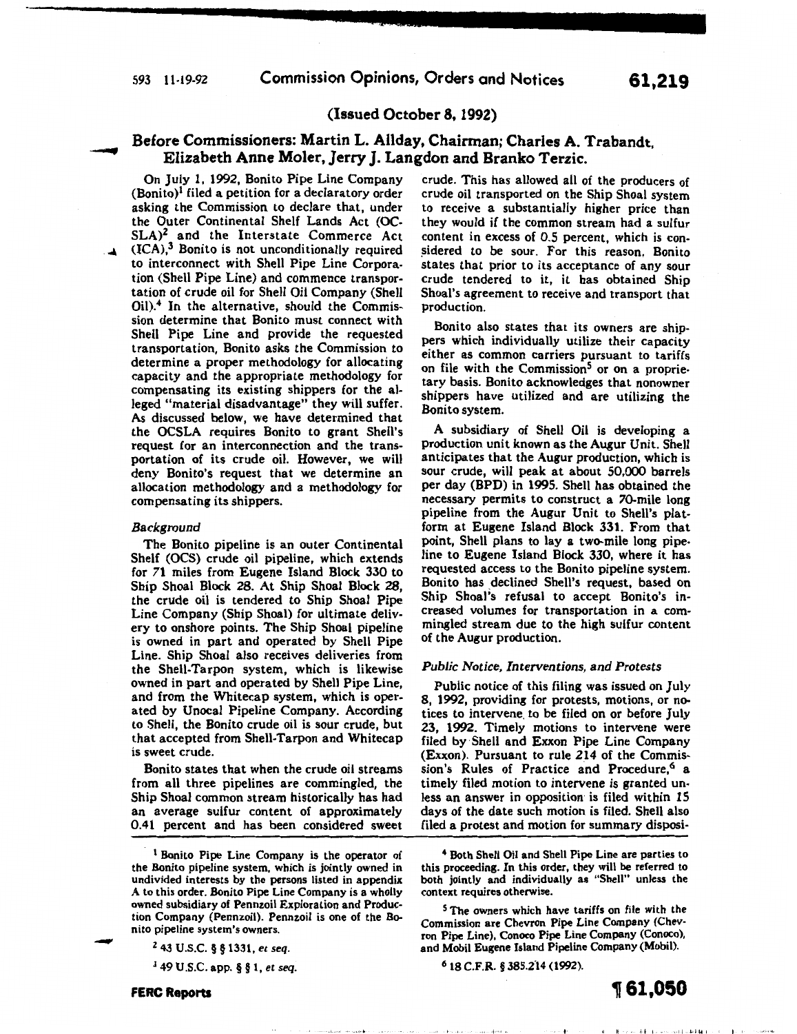(Issued October 8, 1992)

## Before Commissioners: Martin L. Allday, Chairman; Charles A. Trabandt, Elizabeth Anne Moler, Jerry J. Langdon and Branko Terzic.

On July 1, 1992, Bonito Pipe Line Company (Bonito)[1] filed a petition for a declaratory order asking the Commission to declare that, under the Outer Continental Shelf Lands Act (OCSLA)[2] and the Interstate Commerce Act (ICA),[3] Bonito is not unconditionally required to interconnect with Shell Pipe Line Corporation (Shell Pipe Line) and commence transportation of crude oil for Shell Oil Company (Shell Oil).[4] In the alternative, should the Commission determine that Bonito must connect with Shell Pipe Line and provide the requested transportation, Bonito asks the Commission to determine a proper methodology for allocating capacity and the appropriate methodology for compensating its existing shippers for the alleged "material disadvantage" they will suffer. As discussed below, we have determined that the OCSLA requires Bonito to grant Shell's request for an interconnection and the transportation of its crude oil. However, we will deny Bonito's request that we determine an allocation methodology and a methodology for compensating its shippers.

*Background*

The Bonito pipeline is an outer Continental Shelf (OCS) crude oil pipeline, which extends for 71 miles from Eugene Island Block 330 to Ship Shoal Block 28. At Ship Shoal Block 28, the crude oil is tendered to Ship Shoal Pipe Line Company (Ship Shoal) for ultimate delivery to onshore points. The Ship Shoal pipeline is owned in part and operated by Shell Pipe Line. Ship Shoal also receives deliveries from the Shell-Tarpon system, which is likewise owned in part and operated by Shell Pipe Line, and from the Whitecap system, which is operated by Unocal Pipeline Company. According to Shell, the Bonito crude oil is sour crude, but that accepted from Shell-Tarpon and Whitecap is sweet crude.

Bonito states that when the crude oil streams from all three pipelines are commingled, the Ship Shoal common stream historically has had an average sulfur content of approximately 0.41 percent and has been considered sweet crude. This has allowed all of the producers of crude oil transported on the Ship Shoal system to receive a substantially higher price than they would if the common stream had a sulfur content in excess of 0.5 percent, which is considered to be sour. For this reason, Bonito states that prior to its acceptance of any sour crude tendered to it, it has obtained Ship Shoal's agreement to receive and transport that production.

Bonito also states that its owners are shippers which individually utilize their capacity either as common carriers pursuant to tariffs on file with the Commission[5] or on a proprietary basis. Bonito acknowledges that nonowner shippers have utilized and are utilizing the Bonito system.

A subsidiary of Shell Oil is developing a production unit known as the Augur Unit. Shell anticipates that the Augur production, which is sour crude, will peak at about 50,000 barrels per day (BPD) in 1995. Shell has obtained the necessary permits to construct a 70-mile long pipeline from the Augur Unit to Shell's platform at Eugene Island Block 331. From that point, Shell plans to lay a two-mile long pipeline to Eugene Island Block 330, where it has requested access to the Bonito pipeline system. Bonito has declined Shell's request, based on Ship Shoal's refusal to accept Bonito's increased volumes for transportation in a commingled stream due to the high sulfur content of the Augur production.

*Public Notice, Interventions, and Protests*

Public notice of this filing was issued on July 8, 1992, providing for protests, motions, or notices to intervene to be filed on or before July 23, 1992. Timely motions to intervene were filed by Shell and Exxon Pipe Line Company (Exxon). Pursuant to rule 214 of the Commission's Rules of Practice and Procedure,[6] a timely filed motion to intervene is granted unless an answer in opposition is filed within 15 days of the date such motion is filed. Shell also filed a protest and motion for summary disposi-

---

[1] Bonito Pipe Line Company is the operator of the Bonito pipeline system, which is jointly owned in undivided interests by the persons listed in appendix A to this order. Bonito Pipe Line Company is a wholly owned subsidiary of Pennzoil Exploration and Production Company (Pennzoil). Pennzoil is one of the Bonito pipeline system's owners.

[2] 43 U.S.C. § § 1331, *et seq.*

[3] 49 U.S.C. app. § § 1, *et seq.*

[4] Both Shell Oil and Shell Pipe Line are parties to this proceeding. In this order, they will be referred to both jointly and individually as "Shell" unless the context requires otherwise.

[5] The owners which have tariffs on file with the Commission are Chevron Pipe Line Company (Chevron Pipe Line), Conoco Pipe Line Company (Conoco), and Mobil Eugene Island Pipeline Company (Mobil).

[6] 18 C.F.R. § 385.214 (1992).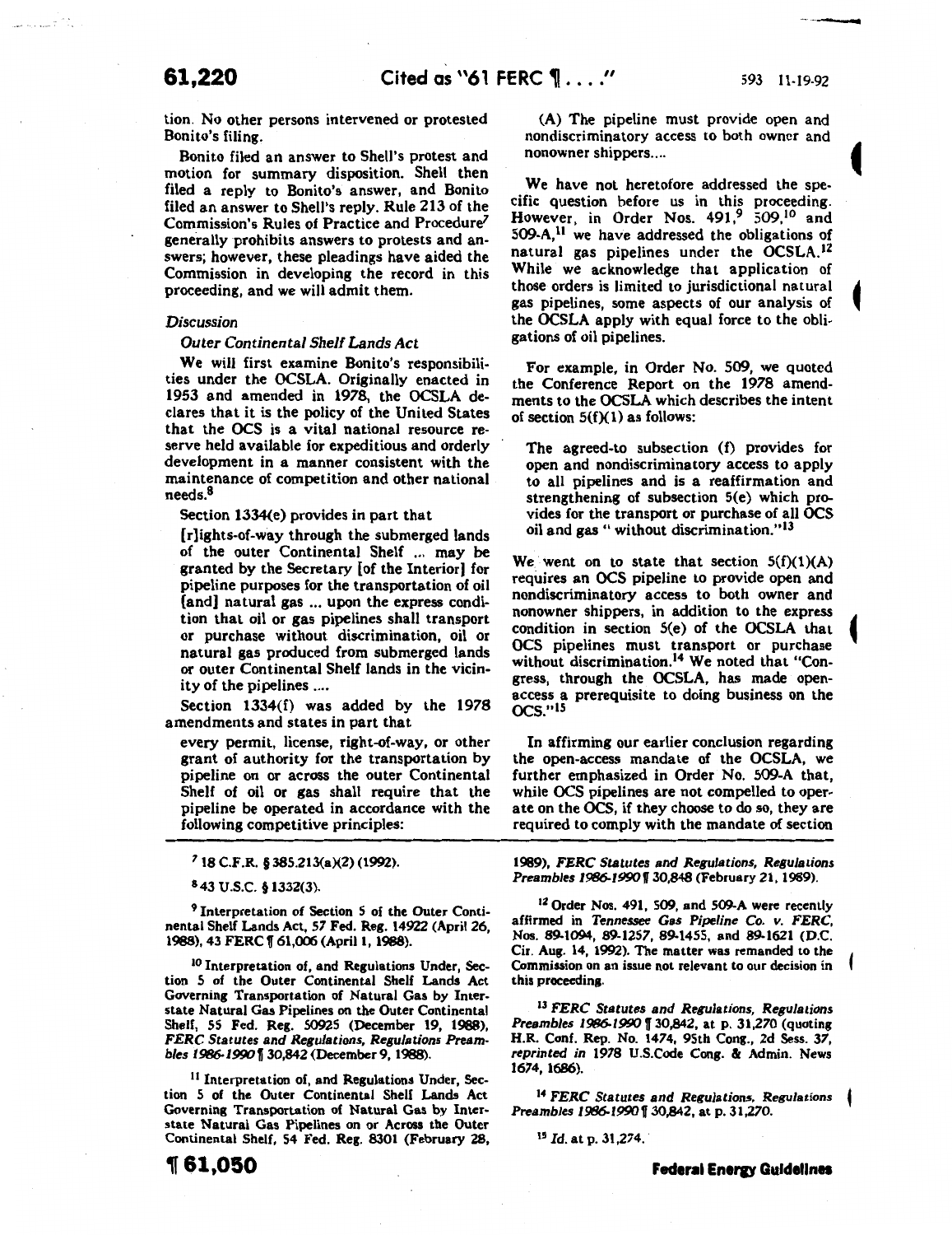tion. No other persons intervened or protested Bonito's filing.

Bonito filed an answer to Shell's protest and motion for summary disposition. Shell then filed a reply to Bonito's answer, and Bonito filed an answer to Shell's reply. Rule 213 of the Commission's Rules of Practice and Procedure[7] generally prohibits answers to protests and answers; however, these pleadings have aided the Commission in developing the record in this proceeding, and we will admit them.

*Discussion*

*Outer Continental Shelf Lands Act*

We will first examine Bonito's responsibilities under the OCSLA. Originally enacted in 1953 and amended in 1978, the OCSLA declares that it is the policy of the United States that the OCS is a vital national resource reserve held available for expeditious and orderly development in a manner consistent with the maintenance of competition and other national needs.[8]

Section 1334(e) provides in part that

> [r]ights-of-way through the submerged lands of the outer Continental Shelf ... may be granted by the Secretary [of the Interior] for pipeline purposes for the transportation of oil [and] natural gas ... upon the express condition that oil or gas pipelines shall transport or purchase without discrimination, oil or natural gas produced from submerged lands or outer Continental Shelf lands in the vicinity of the pipelines ....

Section 1334(f) was added by the 1978 amendments and states in part that

> every permit, license, right-of-way, or other grant of authority for the transportation by pipeline on or across the outer Continental Shelf of oil or gas shall require that the pipeline be operated in accordance with the following competitive principles:
>
> (A) The pipeline must provide open and nondiscriminatory access to both owner and nonowner shippers....

We have not heretofore addressed the specific question before us in this proceeding. However, in Order Nos. 491,[9] 509,[10] and 509-A,[11] we have addressed the obligations of natural gas pipelines under the OCSLA.[12] While we acknowledge that application of those orders is limited to jurisdictional natural gas pipelines, some aspects of our analysis of the OCSLA apply with equal force to the obligations of oil pipelines.

For example, in Order No. 509, we quoted the Conference Report on the 1978 amendments to the OCSLA which describes the intent of section 5(f)(1) as follows:

> The agreed-to subsection (f) provides for open and nondiscriminatory access to apply to all pipelines and is a reaffirmation and strengthening of subsection 5(e) which provides for the transport or purchase of all OCS oil and gas " without discrimination."[13]

We went on to state that section 5(f)(1)(A) requires an OCS pipeline to provide open and nondiscriminatory access to both owner and nonowner shippers, in addition to the express condition in section 5(e) of the OCSLA that OCS pipelines must transport or purchase without discrimination.[14] We noted that "Congress, through the OCSLA, has made open-access a prerequisite to doing business on the OCS."[15]

In affirming our earlier conclusion regarding the open-access mandate of the OCSLA, we further emphasized in Order No. 509-A that, while OCS pipelines are not compelled to operate on the OCS, if they choose to do so, they are required to comply with the mandate of section

---

[7] 18 C.F.R. § 385.213(a)(2) (1992).

[8] 43 U.S.C. § 1332(3).

[9] Interpretation of Section 5 of the Outer Continental Shelf Lands Act, 57 Fed. Reg. 14922 (April 26, 1988), 43 FERC ¶ 61,006 (April 1, 1988).

[10] Interpretation of, and Regulations Under, Section 5 of the Outer Continental Shelf Lands Act Governing Transportation of Natural Gas by Interstate Natural Gas Pipelines on the Outer Continental Shelf, 55 Fed. Reg. 50925 (December 19, 1988), *FERC Statutes and Regulations, Regulations Preambles 1986-1990* ¶ 30,842 (December 9, 1988).

[11] Interpretation of, and Regulations Under, Section 5 of the Outer Continental Shelf Lands Act Governing Transportation of Natural Gas by Interstate Natural Gas Pipelines on or Across the Outer Continental Shelf, 54 Fed. Reg. 8301 (February 28, 1989), *FERC Statutes and Regulations, Regulations Preambles 1986-1990* ¶ 30,848 (February 21, 1989).

[12] Order Nos. 491, 509, and 509-A were recently affirmed in *Tennessee Gas Pipeline Co. v. FERC*, Nos. 89-1094, 89-1257, 89-1455, and 89-1621 (D.C. Cir. Aug. 14, 1992). The matter was remanded to the Commission on an issue not relevant to our decision in this proceeding.

[13] *FERC Statutes and Regulations, Regulations Preambles 1986-1990* ¶ 30,842, at p. 31,270 (quoting H.R. Conf. Rep. No. 1474, 95th Cong., 2d Sess. 37, *reprinted in* 1978 U.S.Code Cong. & Admin. News 1674, 1686).

[14] *FERC Statutes and Regulations, Regulations Preambles 1986-1990* ¶ 30,842, at p. 31,270.

[15] *Id.* at p. 31,274.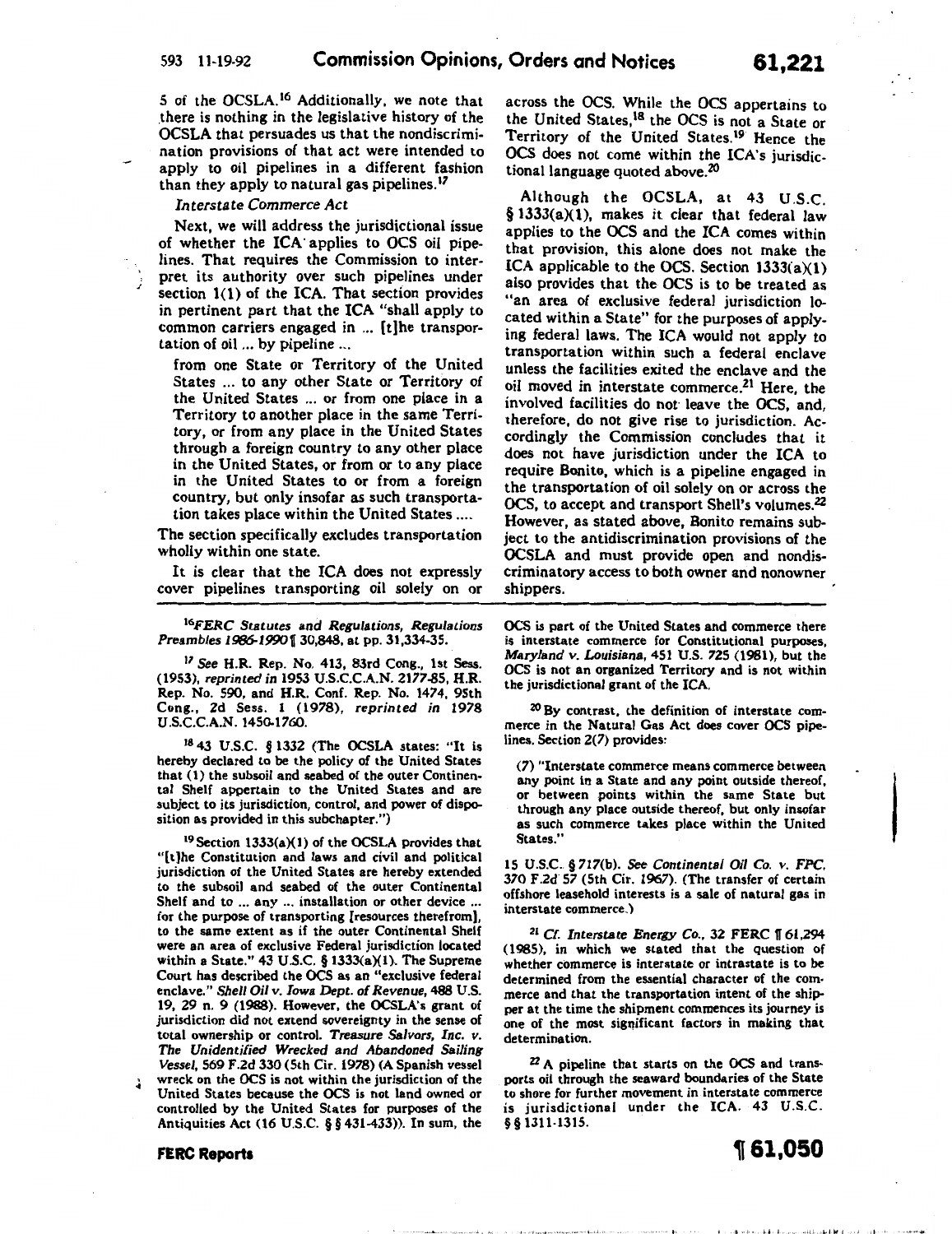5 of the OCSLA.[16] Additionally, we note that there is nothing in the legislative history of the OCSLA that persuades us that the nondiscrimination provisions of that act were intended to apply to oil pipelines in a different fashion than they apply to natural gas pipelines.[17]

*Interstate Commerce Act*

Next, we will address the jurisdictional issue of whether the ICA applies to OCS oil pipelines. That requires the Commission to interpret its authority over such pipelines under section 1(1) of the ICA. That section provides in pertinent part that the ICA "shall apply to common carriers engaged in ... [t]he transportation of oil ... by pipeline ...

> from one State or Territory of the United States ... to any other State or Territory of the United States ... or from one place in a Territory to another place in the same Territory, or from any place in the United States through a foreign country to any other place in the United States, or from or to any place in the United States to or from a foreign country, but only insofar as such transportation takes place within the United States ....

The section specifically excludes transportation wholly within one state.

It is clear that the ICA does not expressly cover pipelines transporting oil solely on or across the OCS. While the OCS appertains to the United States,[18] the OCS is not a State or Territory of the United States.[19] Hence the OCS does not come within the ICA's jurisdictional language quoted above.[20]

Although the OCSLA, at 43 U.S.C. § 1333(a)(1), makes it clear that federal law applies to the OCS and the ICA comes within that provision, this alone does not make the ICA applicable to the OCS. Section 1333(a)(1) also provides that the OCS is to be treated as "an area of exclusive federal jurisdiction located within a State" for the purposes of applying federal laws. The ICA would not apply to transportation within such a federal enclave unless the facilities exited the enclave and the oil moved in interstate commerce.[21] Here, the involved facilities do not leave the OCS, and, therefore, do not give rise to jurisdiction. Accordingly the Commission concludes that it does not have jurisdiction under the ICA to require Bonito, which is a pipeline engaged in the transportation of oil solely on or across the OCS, to accept and transport Shell's volumes.[22] However, as stated above, Bonito remains subject to the antidiscrimination provisions of the OCSLA and must provide open and nondiscriminatory access to both owner and nonowner shippers.

---

[16] *FERC Statutes and Regulations, Regulations Preambles 1986-1990* ¶ 30,848, at pp. 31,334-35.

[17] *See* H.R. Rep. No. 413, 83rd Cong., 1st Sess. (1953), *reprinted in* 1953 U.S.C.C.A.N. 2177-85, H.R. Rep. No. 590, and H.R. Conf. Rep. No. 1474, 95th Cong., 2d Sess. 1 (1978), *reprinted in* 1978 U.S.C.C.A.N. 1450-1760.

[18] 43 U.S.C. § 1332 (The OCSLA states: "It is hereby declared to be the policy of the United States that (1) the subsoil and seabed of the outer Continental Shelf appertain to the United States and are subject to its jurisdiction, control, and power of disposition as provided in this subchapter.")

[19] Section 1333(a)(1) of the OCSLA provides that "[t]he Constitution and laws and civil and political jurisdiction of the United States are hereby extended to the subsoil and seabed of the outer Continental Shelf and to ... any ... installation or other device ... for the purpose of transporting [resources therefrom], to the same extent as if the outer Continental Shelf were an area of exclusive Federal jurisdiction located within a State." 43 U.S.C. § 1333(a)(1). The Supreme Court has described the OCS as an "exclusive federal enclave." *Shell Oil v. Iowa Dept. of Revenue*, 488 U.S. 19, 29 n. 9 (1988). However, the OCSLA's grant of jurisdiction did not extend sovereignty in the sense of total ownership or control. *Treasure Salvors, Inc. v. The Unidentified Wrecked and Abandoned Sailing Vessel*, 569 F.2d 330 (5th Cir. 1978) (A Spanish vessel wreck on the OCS is not within the jurisdiction of the United States because the OCS is not land owned or controlled by the United States for purposes of the Antiquities Act (16 U.S.C. §§ 431-433)). In sum, the OCS is part of the United States and commerce there is interstate commerce for Constitutional purposes, *Maryland v. Louisiana*, 451 U.S. 725 (1981), but the OCS is not an organized Territory and is not within the jurisdictional grant of the ICA.

[20] By contrast, the definition of interstate commerce in the Natural Gas Act does cover OCS pipelines. Section 2(7) provides:

> (7) "Interstate commerce means commerce between any point in a State and any point outside thereof, or between points within the same State but through any place outside thereof, but only insofar as such commerce takes place within the United States."

15 U.S.C. § 717(b). *See Continental Oil Co. v. FPC*, 370 F.2d 57 (5th Cir. 1967). (The transfer of certain offshore leasehold interests is a sale of natural gas in interstate commerce.)

[21] *Cf. Interstate Energy Co.*, 32 FERC ¶ 61,294 (1985), in which we stated that the question of whether commerce is interstate or intrastate is to be determined from the essential character of the commerce and that the transportation intent of the shipper at the time the shipment commences its journey is one of the most significant factors in making that determination.

[22] A pipeline that starts on the OCS and transports oil through the seaward boundaries of the State to shore for further movement in interstate commerce is jurisdictional under the ICA. 43 U.S.C. §§ 1311-1315.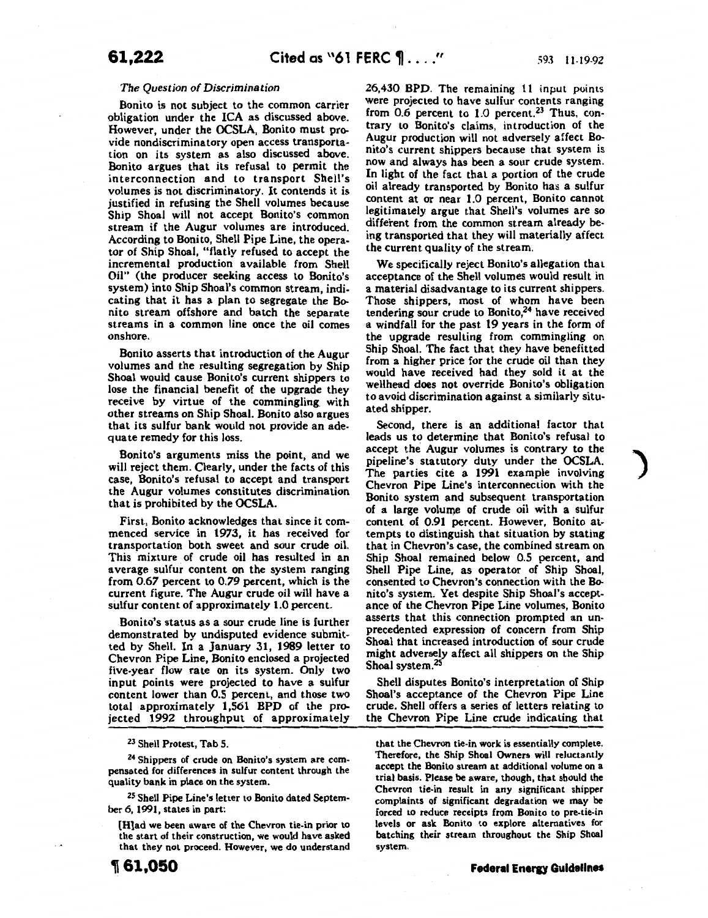*The Question of Discrimination*

Bonito is not subject to the common carrier obligation under the ICA as discussed above. However, under the OCSLA, Bonito must provide nondiscriminatory open access transportation on its system as also discussed above. Bonito argues that its refusal to permit the interconnection and to transport Shell's volumes is not discriminatory. It contends it is justified in refusing the Shell volumes because Ship Shoal will not accept Bonito's common stream if the Augur volumes are introduced. According to Bonito, Shell Pipe Line, the operator of Ship Shoal, "flatly refused to accept the incremental production available from Shell Oil" (the producer seeking access to Bonito's system) into Ship Shoal's common stream, indicating that it has a plan to segregate the Bonito stream offshore and batch the separate streams in a common line once the oil comes onshore.

Bonito asserts that introduction of the Augur volumes and the resulting segregation by Ship Shoal would cause Bonito's current shippers to lose the financial benefit of the upgrade they receive by virtue of the commingling with other streams on Ship Shoal. Bonito also argues that its sulfur bank would not provide an adequate remedy for this loss.

Bonito's arguments miss the point, and we will reject them. Clearly, under the facts of this case, Bonito's refusal to accept and transport the Augur volumes constitutes discrimination that is prohibited by the OCSLA.

First, Bonito acknowledges that since it commenced service in 1973, it has received for transportation both sweet and sour crude oil. This mixture of crude oil has resulted in an average sulfur content on the system ranging from 0.67 percent to 0.79 percent, which is the current figure. The Augur crude oil will have a sulfur content of approximately 1.0 percent.

Bonito's status as a sour crude line is further demonstrated by undisputed evidence submitted by Shell. In a January 31, 1989 letter to Chevron Pipe Line, Bonito enclosed a projected five-year flow rate on its system. Only two input points were projected to have a sulfur content lower than 0.5 percent, and those two total approximately 1,561 BPD of the projected 1992 throughput of approximately 26,430 BPD. The remaining 11 input points were projected to have sulfur contents ranging from 0.6 percent to 1.0 percent.[23] Thus, contrary to Bonito's claims, introduction of the Augur production will not adversely affect Bonito's current shippers because that system is now and always has been a sour crude system. In light of the fact that a portion of the crude oil already transported by Bonito has a sulfur content at or near 1.0 percent, Bonito cannot legitimately argue that Shell's volumes are so different from the common stream already being transported that they will materially affect the current quality of the stream.

We specifically reject Bonito's allegation that acceptance of the Shell volumes would result in a material disadvantage to its current shippers. Those shippers, most of whom have been tendering sour crude to Bonito,[24] have received a windfall for the past 19 years in the form of the upgrade resulting from commingling on Ship Shoal. The fact that they have benefitted from a higher price for the crude oil than they would have received had they sold it at the wellhead does not override Bonito's obligation to avoid discrimination against a similarly situated shipper.

Second, there is an additional factor that leads us to determine that Bonito's refusal to accept the Augur volumes is contrary to the pipeline's statutory duty under the OCSLA. The parties cite a 1991 example involving Chevron Pipe Line's interconnection with the Bonito system and subsequent transportation of a large volume of crude oil with a sulfur content of 0.91 percent. However, Bonito attempts to distinguish that situation by stating that in Chevron's case, the combined stream on Ship Shoal remained below 0.5 percent, and Shell Pipe Line, as operator of Ship Shoal, consented to Chevron's connection with the Bonito's system. Yet despite Ship Shoal's acceptance of the Chevron Pipe Line volumes, Bonito asserts that this connection prompted an unprecedented expression of concern from Ship Shoal that increased introduction of sour crude might adversely affect all shippers on the Ship Shoal system.[25]

Shell disputes Bonito's interpretation of Ship Shoal's acceptance of the Chevron Pipe Line crude. Shell offers a series of letters relating to the Chevron Pipe Line crude indicating that

---

[23] Shell Protest, Tab 5.

[24] Shippers of crude on Bonito's system are compensated for differences in sulfur content through the quality bank in place on the system.

[25] Shell Pipe Line's letter to Bonito dated September 6, 1991, states in part:

[H]ad we been aware of the Chevron tie-in prior to the start of their construction, we would have asked that they not proceed. However, we do understand that the Chevron tie-in work is essentially complete. Therefore, the Ship Shoal Owners will reluctantly accept the Bonito stream at additional volume on a trial basis. Please be aware, though, that should the Chevron tie-in result in any significant shipper complaints of significant degradation we may be forced to reduce receipts from Bonito to pre-tie-in levels or ask Bonito to explore alternatives for batching their stream throughout the Ship Shoal system.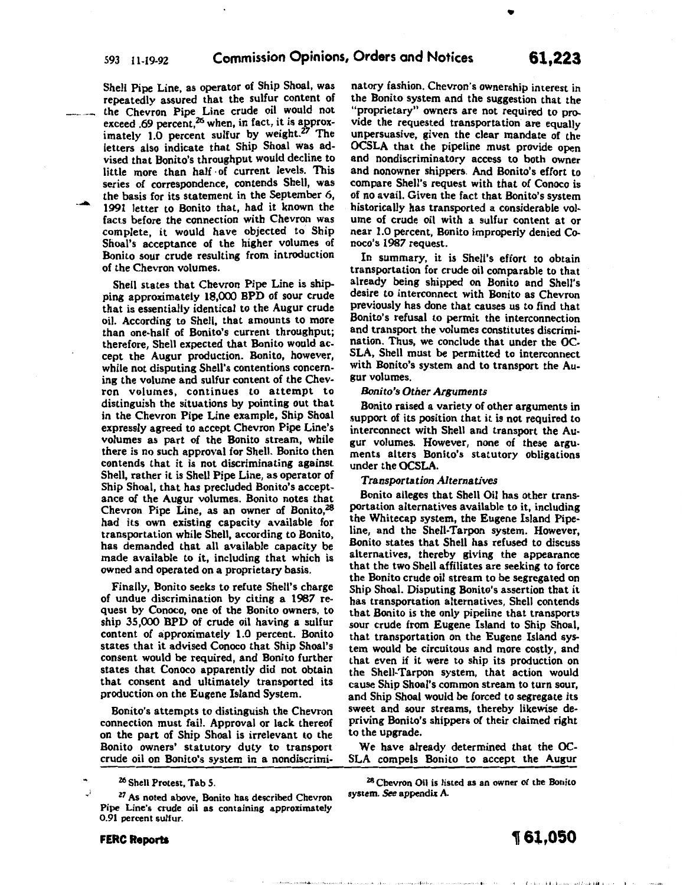Shell Pipe Line, as operator of Ship Shoal, was repeatedly assured that the sulfur content of the Chevron Pipe Line crude oil would not exceed .69 percent,[26] when, in fact, it is approximately 1.0 percent sulfur by weight.[27] The letters also indicate that Ship Shoal was advised that Bonito's throughput would decline to little more than half of current levels. This series of correspondence, contends Shell, was the basis for its statement in the September 6, 1991 letter to Bonito that, had it known the facts before the connection with Chevron was complete, it would have objected to Ship Shoal's acceptance of the higher volumes of Bonito sour crude resulting from introduction of the Chevron volumes.

Shell states that Chevron Pipe Line is shipping approximately 18,000 BPD of sour crude that is essentially identical to the Augur crude oil. According to Shell, that amounts to more than one-half of Bonito's current throughput; therefore, Shell expected that Bonito would accept the Augur production. Bonito, however, while not disputing Shell's contentions concerning the volume and sulfur content of the Chevron volumes, continues to attempt to distinguish the situations by pointing out that in the Chevron Pipe Line example, Ship Shoal expressly agreed to accept Chevron Pipe Line's volumes as part of the Bonito stream, while there is no such approval for Shell. Bonito then contends that it is not discriminating against Shell, rather it is Shell Pipe Line, as operator of Ship Shoal, that has precluded Bonito's acceptance of the Augur volumes. Bonito notes that Chevron Pipe Line, as an owner of Bonito,[28] had its own existing capacity available for transportation while Shell, according to Bonito, has demanded that all available capacity be made available to it, including that which is owned and operated on a proprietary basis.

Finally, Bonito seeks to refute Shell's charge of undue discrimination by citing a 1987 request by Conoco, one of the Bonito owners, to ship 35,000 BPD of crude oil having a sulfur content of approximately 1.0 percent. Bonito states that it advised Conoco that Ship Shoal's consent would be required, and Bonito further states that Conoco apparently did not obtain that consent and ultimately transported its production on the Eugene Island System.

Bonito's attempts to distinguish the Chevron connection must fail. Approval or lack thereof on the part of Ship Shoal is irrelevant to the Bonito owners' statutory duty to transport crude oil on Bonito's system in a nondiscriminatory fashion. Chevron's ownership interest in the Bonito system and the suggestion that the "proprietary" owners are not required to provide the requested transportation are equally unpersuasive, given the clear mandate of the OCSLA that the pipeline must provide open and nondiscriminatory access to both owner and nonowner shippers. And Bonito's effort to compare Shell's request with that of Conoco is of no avail. Given the fact that Bonito's system historically has transported a considerable volume of crude oil with a sulfur content at or near 1.0 percent, Bonito improperly denied Conoco's 1987 request.

In summary, it is Shell's effort to obtain transportation for crude oil comparable to that already being shipped on Bonito and Shell's desire to interconnect with Bonito as Chevron previously has done that causes us to find that Bonito's refusal to permit the interconnection and transport the volumes constitutes discrimination. Thus, we conclude that under the OCSLA, Shell must be permitted to interconnect with Bonito's system and to transport the Augur volumes.

*Bonito's Other Arguments*

Bonito raised a variety of other arguments in support of its position that it is not required to interconnect with Shell and transport the Augur volumes. However, none of these arguments alters Bonito's statutory obligations under the OCSLA.

*Transportation Alternatives*

Bonito alleges that Shell Oil has other transportation alternatives available to it, including the Whitecap system, the Eugene Island Pipeline, and the Shell-Tarpon system. However, Bonito states that Shell has refused to discuss alternatives, thereby giving the appearance that the two Shell affiliates are seeking to force the Bonito crude oil stream to be segregated on Ship Shoal. Disputing Bonito's assertion that it has transportation alternatives, Shell contends that Bonito is the only pipeline that transports sour crude from Eugene Island to Ship Shoal, that transportation on the Eugene Island system would be circuitous and more costly, and that even if it were to ship its production on the Shell-Tarpon system, that action would cause Ship Shoal's common stream to turn sour, and Ship Shoal would be forced to segregate its sweet and sour streams, thereby likewise depriving Bonito's shippers of their claimed right to the upgrade.

We have already determined that the OCSLA compels Bonito to accept the Augur

---

[26] Shell Protest, Tab 5.

[27] As noted above, Bonito has described Chevron Pipe Line's crude oil as containing approximately 0.91 percent sulfur.

[28] Chevron Oil is listed as an owner of the Bonito system. *See* appendix A.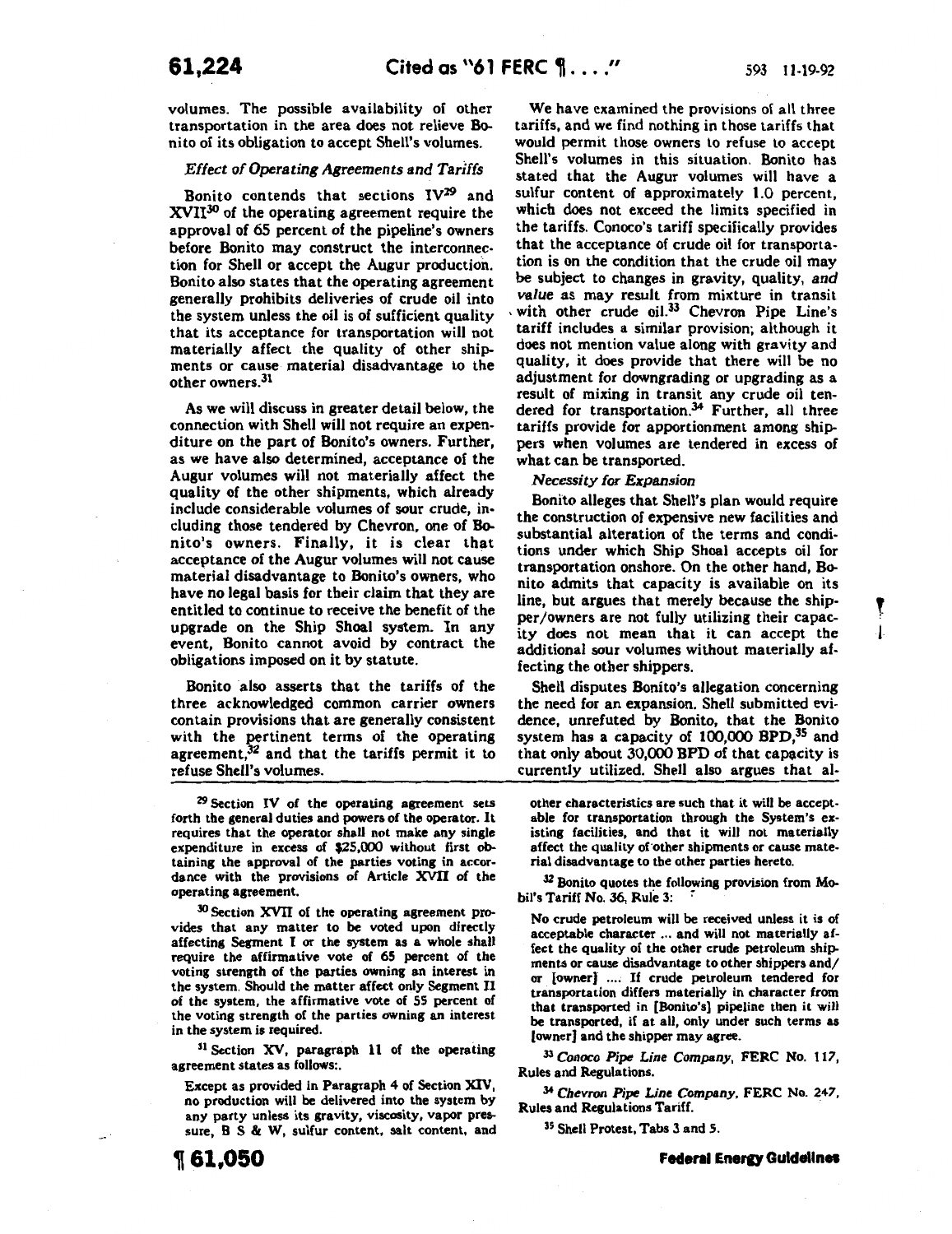volumes. The possible availability of other transportation in the area does not relieve Bonito of its obligation to accept Shell's volumes.

*Effect of Operating Agreements and Tariffs*

Bonito contends that sections IV[29] and XVII[30] of the operating agreement require the approval of 65 percent of the pipeline's owners before Bonito may construct the interconnection for Shell or accept the Augur production. Bonito also states that the operating agreement generally prohibits deliveries of crude oil into the system unless the oil is of sufficient quality that its acceptance for transportation will not materially affect the quality of other shipments or cause material disadvantage to the other owners.[31]

As we will discuss in greater detail below, the connection with Shell will not require an expenditure on the part of Bonito's owners. Further, as we have also determined, acceptance of the Augur volumes will not materially affect the quality of the other shipments, which already include considerable volumes of sour crude, including those tendered by Chevron, one of Bonito's owners. Finally, it is clear that acceptance of the Augur volumes will not cause material disadvantage to Bonito's owners, who have no legal basis for their claim that they are entitled to continue to receive the benefit of the upgrade on the Ship Shoal system. In any event, Bonito cannot avoid by contract the obligations imposed on it by statute.

Bonito also asserts that the tariffs of the three acknowledged common carrier owners contain provisions that are generally consistent with the pertinent terms of the operating agreement,[32] and that the tariffs permit it to refuse Shell's volumes.

We have examined the provisions of all three tariffs, and we find nothing in those tariffs that would permit those owners to refuse to accept Shell's volumes in this situation. Bonito has stated that the Augur volumes will have a sulfur content of approximately 1.0 percent, which does not exceed the limits specified in the tariffs. Conoco's tariff specifically provides that the acceptance of crude oil for transportation is on the condition that the crude oil may be subject to changes in gravity, quality, *and value* as may result from mixture in transit with other crude oil.[33] Chevron Pipe Line's tariff includes a similar provision; although it does not mention value along with gravity and quality, it does provide that there will be no adjustment for downgrading or upgrading as a result of mixing in transit any crude oil tendered for transportation.[34] Further, all three tariffs provide for apportionment among shippers when volumes are tendered in excess of what can be transported.

*Necessity for Expansion*

Bonito alleges that Shell's plan would require the construction of expensive new facilities and substantial alteration of the terms and conditions under which Ship Shoal accepts oil for transportation onshore. On the other hand, Bonito admits that capacity is available on its line, but argues that merely because the shipper/owners are not fully utilizing their capacity does not mean that it can accept the additional sour volumes without materially affecting the other shippers.

Shell disputes Bonito's allegation concerning the need for an expansion. Shell submitted evidence, unrefuted by Bonito, that the Bonito system has a capacity of 100,000 BPD,[35] and that only about 30,000 BPD of that capacity is currently utilized. Shell also argues that al-

---

[29] Section IV of the operating agreement sets forth the general duties and powers of the operator. It requires that the operator shall not make any single expenditure in excess of $25,000 without first obtaining the approval of the parties voting in accordance with the provisions of Article XVII of the operating agreement.

[30] Section XVII of the operating agreement provides that any matter to be voted upon directly affecting Segment I or the system as a whole shall require the affirmative vote of 65 percent of the voting strength of the parties owning an interest in the system. Should the matter affect only Segment II of the system, the affirmative vote of 55 percent of the voting strength of the parties owning an interest in the system is required.

[31] Section XV, paragraph 11 of the operating agreement states as follows:.

> Except as provided in Paragraph 4 of Section XIV, no production will be delivered into the system by any party unless its gravity, viscosity, vapor pressure, B S & W, sulfur content, salt content, and other characteristics are such that it will be acceptable for transportation through the System's existing facilities, and that it will not materially affect the quality of other shipments or cause material disadvantage to the other parties hereto.

[32] Bonito quotes the following provision from Mobil's Tariff No. 36, Rule 3:

> No crude petroleum will be received unless it is of acceptable character ... and will not materially affect the quality of the other crude petroleum shipments or cause disadvantage to other shippers and/or [owner] .... If crude petroleum tendered for transportation differs materially in character from that transported in [Bonito's] pipeline then it will be transported, if at all, only under such terms as [owner] and the shipper may agree.

[33] *Conoco Pipe Line Company*, FERC No. 117, Rules and Regulations.

[34] *Chevron Pipe Line Company*, FERC No. 247, Rules and Regulations Tariff.

[35] Shell Protest, Tabs 3 and 5.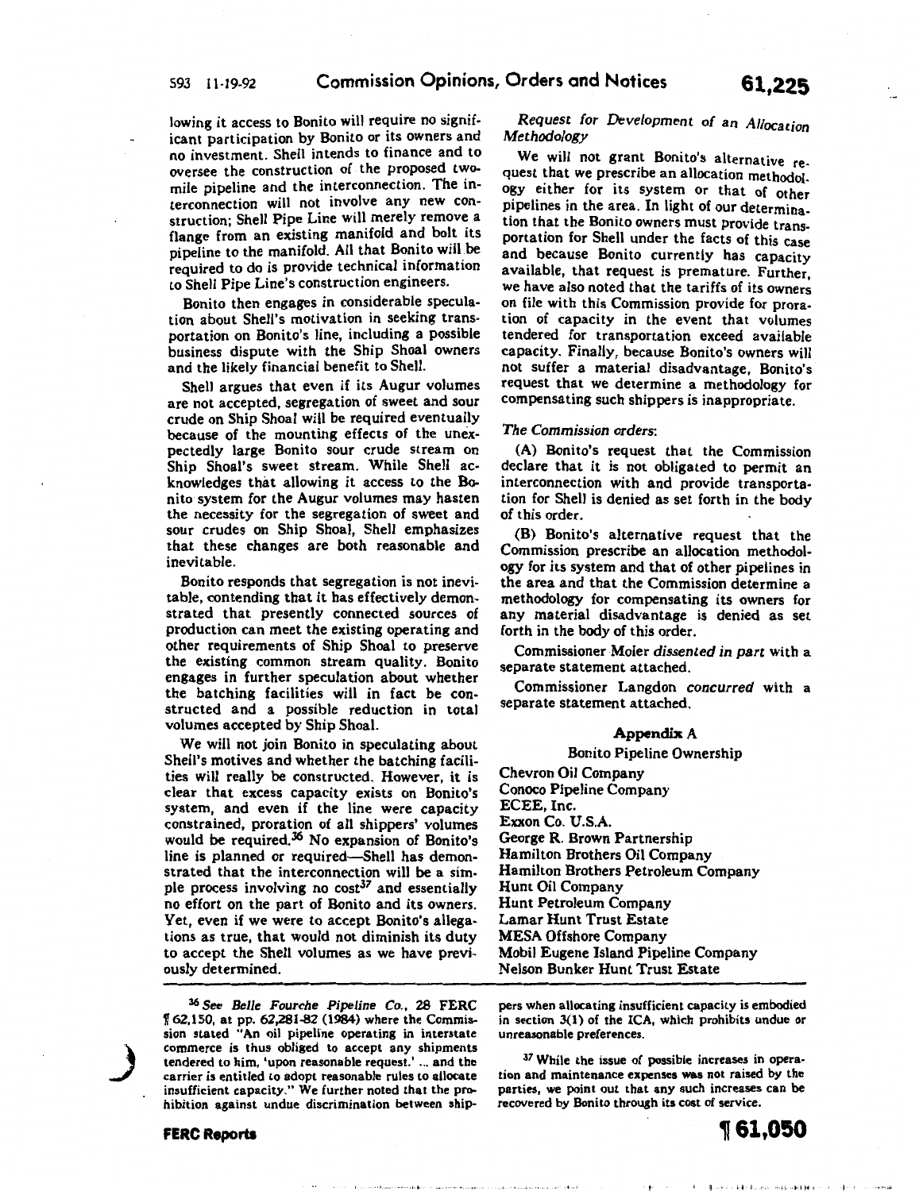lowing it access to Bonito will require no significant participation by Bonito or its owners and no investment. Shell intends to finance and to oversee the construction of the proposed two-mile pipeline and the interconnection. The interconnection will not involve any new construction; Shell Pipe Line will merely remove a flange from an existing manifold and bolt its pipeline to the manifold. All that Bonito will be required to do is provide technical information to Shell Pipe Line's construction engineers.

Bonito then engages in considerable speculation about Shell's motivation in seeking transportation on Bonito's line, including a possible business dispute with the Ship Shoal owners and the likely financial benefit to Shell.

Shell argues that even if its Augur volumes are not accepted, segregation of sweet and sour crude on Ship Shoal will be required eventually because of the mounting effects of the unexpectedly large Bonito sour crude stream on Ship Shoal's sweet stream. While Shell acknowledges that allowing it access to the Bonito system for the Augur volumes may hasten the necessity for the segregation of sweet and sour crudes on Ship Shoal, Shell emphasizes that these changes are both reasonable and inevitable.

Bonito responds that segregation is not inevitable, contending that it has effectively demonstrated that presently connected sources of production can meet the existing operating and other requirements of Ship Shoal to preserve the existing common stream quality. Bonito engages in further speculation about whether the batching facilities will in fact be constructed and a possible reduction in total volumes accepted by Ship Shoal.

We will not join Bonito in speculating about Shell's motives and whether the batching facilities will really be constructed. However, it is clear that excess capacity exists on Bonito's system, and even if the line were capacity constrained, proration of all shippers' volumes would be required.[36] No expansion of Bonito's line is planned or required—Shell has demonstrated that the interconnection will be a simple process involving no cost[37] and essentially no effort on the part of Bonito and its owners. Yet, even if we were to accept Bonito's allegations as true, that would not diminish its duty to accept the Shell volumes as we have previously determined.

*Request for Development of an Allocation Methodology*

We will not grant Bonito's alternative request that we prescribe an allocation methodology either for its system or that of other pipelines in the area. In light of our determination that the Bonito owners must provide transportation for Shell under the facts of this case and because Bonito currently has capacity available, that request is premature. Further, we have also noted that the tariffs of its owners on file with this Commission provide for proration of capacity in the event that volumes tendered for transportation exceed available capacity. Finally, because Bonito's owners will not suffer a material disadvantage, Bonito's request that we determine a methodology for compensating such shippers is inappropriate.

*The Commission orders*:

(A) Bonito's request that the Commission declare that it is not obligated to permit an interconnection with and provide transportation for Shell is denied as set forth in the body of this order.

(B) Bonito's alternative request that the Commission prescribe an allocation methodology for its system and that of other pipelines in the area and that the Commission determine a methodology for compensating its owners for any material disadvantage is denied as set forth in the body of this order.

Commissioner Moler *dissented in part* with a separate statement attached.

Commissioner Langdon *concurred* with a separate statement attached.

**Appendix A**

Bonito Pipeline Ownership

Chevron Oil Company
Conoco Pipeline Company
ECEE, Inc.
Exxon Co. U.S.A.
George R. Brown Partnership
Hamilton Brothers Oil Company
Hamilton Brothers Petroleum Company
Hunt Oil Company
Hunt Petroleum Company
Lamar Hunt Trust Estate
MESA Offshore Company
Mobil Eugene Island Pipeline Company
Nelson Bunker Hunt Trust Estate

---

[36] *See Belle Fourche Pipeline Co.*, 28 FERC ¶ 62,150, at pp. 62,281-82 (1984) where the Commission stated "An oil pipeline operating in interstate commerce is thus obliged to accept any shipments tendered to him, 'upon reasonable request.' ... and the carrier is entitled to adopt reasonable rules to allocate insufficient capacity." We further noted that the prohibition against undue discrimination between shippers when allocating insufficient capacity is embodied in section 3(1) of the ICA, which prohibits undue or unreasonable preferences.

[37] While the issue of possible increases in operation and maintenance expenses was not raised by the parties, we point out that any such increases can be recovered by Bonito through its cost of service.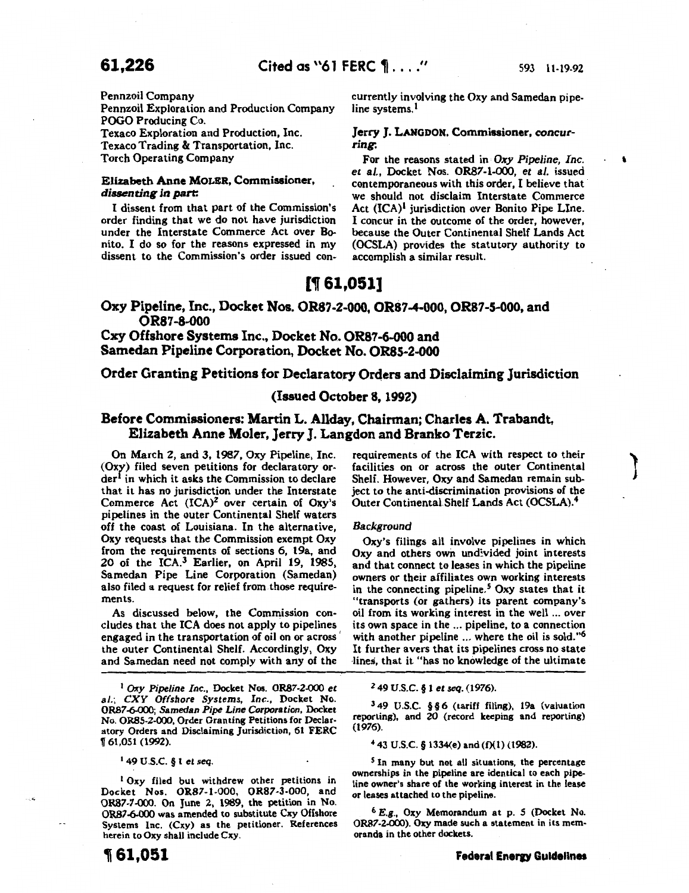Pennzoil Company
Pennzoil Exploration and Production Company
POGO Producing Co.
Texaco Exploration and Production, Inc.
Texaco Trading & Transportation, Inc.
Torch Operating Company

**Elizabeth Anne MOLER, Commissioner, *dissenting in part*:**

I dissent from that part of the Commission's order finding that we do not have jurisdiction under the Interstate Commerce Act over Bonito. I do so for the reasons expressed in my dissent to the Commission's order issued concurrently involving the Oxy and Samedan pipeline systems.[1]

**Jerry J. LANGDON, Commissioner, *concurring*:**

For the reasons stated in *Oxy Pipeline, Inc. et al.*, Docket Nos. OR87-1-000, *et al.* issued contemporaneous with this order, I believe that we should not disclaim Interstate Commerce Act (ICA)[1] jurisdiction over Bonito Pipe LIne. I concur in the outcome of the order, however, because the Outer Continental Shelf Lands Act (OCSLA) provides the statutory authority to accomplish a similar result.

[1] *Oxy Pipeline Inc.*, Docket Nos. OR87-2-000 *et al.*; *CXY Offshore Systems, Inc.*, Docket No. OR87-6-000; *Samedan Pipe Line Corporation*, Docket No. OR85-2-000, Order Granting Petitions for Declaratory Orders and Disclaiming Jurisdiction, 61 FERC ¶ 61,051 (1992).

[1] 49 U.S.C. § 1 *et seq.*

# [¶ 61,051]

## Oxy Pipeline, Inc., Docket Nos. OR87-2-000, OR87-4-000, OR87-5-000, and OR87-8-000
## Cxy Offshore Systems Inc., Docket No. OR87-6-000 and Samedan Pipeline Corporation, Docket No. OR85-2-000

## Order Granting Petitions for Declaratory Orders and Disclaiming Jurisdiction

### (Issued October 8, 1992)

### Before Commissioners: Martin L. Allday, Chairman; Charles A. Trabandt, Elizabeth Anne Moler, Jerry J. Langdon and Branko Terzic.

On March 2, and 3, 1987, Oxy Pipeline, Inc. (Oxy) filed seven petitions for declaratory order[1] in which it asks the Commission to declare that it has no jurisdiction under the Interstate Commerce Act (ICA)[2] over certain of Oxy's pipelines in the outer Continental Shelf waters off the coast of Louisiana. In the alternative, Oxy requests that the Commission exempt Oxy from the requirements of sections 6, 19a, and 20 of the ICA.[3] Earlier, on April 19, 1985, Samedan Pipe Line Corporation (Samedan) also filed a request for relief from those requirements.

As discussed below, the Commission concludes that the ICA does not apply to pipelines engaged in the transportation of oil on or across the outer Continental Shelf. Accordingly, Oxy and Samedan need not comply with any of the requirements of the ICA with respect to their facilities on or across the outer Continental Shelf. However, Oxy and Samedan remain subject to the anti-discrimination provisions of the Outer Continental Shelf Lands Act (OCSLA).[4]

*Background*

Oxy's filings all involve pipelines in which Oxy and others own undivided joint interests and that connect to leases in which the pipeline owners or their affiliates own working interests in the connecting pipeline.[5] Oxy states that it "transports (or gathers) its parent company's oil from its working interest in the well ... over its own space in the ... pipeline, to a connection with another pipeline ... where the oil is sold."[6] It further avers that its pipelines cross no state lines, that it "has no knowledge of the ultimate

[1] Oxy filed but withdrew other petitions in Docket Nos. OR87-1-000, OR87-3-000, and OR87-7-000. On June 2, 1989, the petition in No. OR87-6-000 was amended to substitute Cxy Offshore Systems Inc. (Cxy) as the petitioner. References herein to Oxy shall include Cxy.

[2] 49 U.S.C. § 1 *et seq.* (1976).

[3] 49 U.S.C. §§ 6 (tariff filing), 19a (valuation reporting), and 20 (record keeping and reporting) (1976).

[4] 43 U.S.C. § 1334(e) and (f)(1) (1982).

[5] In many but not all situations, the percentage ownerships in the pipeline are identical to each pipeline owner's share of the working interest in the lease or leases attached to the pipeline.

[6] *E.g.*, Oxy Memorandum at p. 5 (Docket No. OR87-2-000). Oxy made such a statement in its memoranda in the other dockets.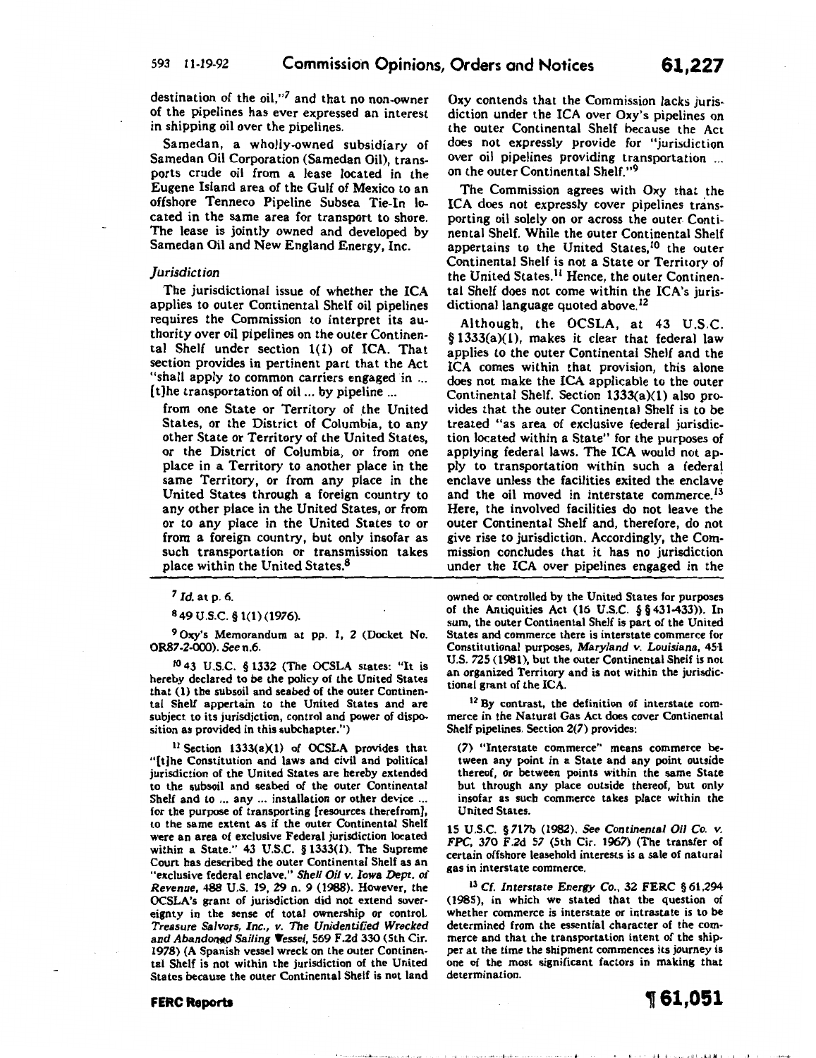destination of the oil,"[7] and that no non-owner of the pipelines has ever expressed an interest in shipping oil over the pipelines.

Samedan, a wholly-owned subsidiary of Samedan Oil Corporation (Samedan Oil), transports crude oil from a lease located in the Eugene Island area of the Gulf of Mexico to an offshore Tenneco Pipeline Subsea Tie-In located in the same area for transport to shore. The lease is jointly owned and developed by Samedan Oil and New England Energy, Inc.

### *Jurisdiction*

The jurisdictional issue of whether the ICA applies to outer Continental Shelf oil pipelines requires the Commission to interpret its authority over oil pipelines on the outer Continental Shelf under section 1(1) of ICA. That section provides in pertinent part that the Act "shall apply to common carriers engaged in ... [t]he transportation of oil ... by pipeline ...

> from one State or Territory of the United States, or the District of Columbia, to any other State or Territory of the United States, or the District of Columbia, or from one place in a Territory to another place in the same Territory, or from any place in the United States through a foreign country to any other place in the United States, or from or to any place in the United States to or from a foreign country, but only insofar as such transportation or transmission takes place within the United States.[8]

Oxy contends that the Commission lacks jurisdiction under the ICA over Oxy's pipelines on the outer Continental Shelf because the Act does not expressly provide for "jurisdiction over oil pipelines providing transportation ... on the outer Continental Shelf."[9]

The Commission agrees with Oxy that the ICA does not expressly cover pipelines transporting oil solely on or across the outer Continental Shelf. While the outer Continental Shelf appertains to the United States,[10] the outer Continental Shelf is not a State or Territory of the United States.[11] Hence, the outer Continental Shelf does not come within the ICA's jurisdictional language quoted above.[12]

Although, the OCSLA, at 43 U.S.C. § 1333(a)(1), makes it clear that federal law applies to the outer Continental Shelf and the ICA comes within that provision, this alone does not make the ICA applicable to the outer Continental Shelf. Section 1333(a)(1) also provides that the outer Continental Shelf is to be treated "as area of exclusive federal jurisdiction located within a State" for the purposes of applying federal laws. The ICA would not apply to transportation within such a federal enclave unless the facilities exited the enclave and the oil moved in interstate commerce.[13] Here, the involved facilities do not leave the outer Continental Shelf and, therefore, do not give rise to jurisdiction. Accordingly, the Commission concludes that it has no jurisdiction under the ICA over pipelines engaged in the

---

[7] *Id.* at p. 6.

[8] 49 U.S.C. § 1(1) (1976).

[9] Oxy's Memorandum at pp. 1, 2 (Docket No. OR87-2-000). *See* n.6.

[10] 43 U.S.C. § 1332 (The OCSLA states: "It is hereby declared to be the policy of the United States that (1) the subsoil and seabed of the outer Continental Shelf appertain to the United States and are subject to its jurisdiction, control and power of disposition as provided in this subchapter.")

[11] Section 1333(a)(1) of OCSLA provides that "[t]he Constitution and laws and civil and political jurisdiction of the United States are hereby extended to the subsoil and seabed of the outer Continental Shelf and to ... any ... installation or other device ... for the purpose of transporting [resources therefrom], to the same extent as if the outer Continental Shelf were an area of exclusive Federal jurisdiction located within a State." 43 U.S.C. § 1333(1). The Supreme Court has described the outer Continental Shelf as an "exclusive federal enclave." *Shell Oil v. Iowa Dept. of Revenue*, 488 U.S. 19, 29 n. 9 (1988). However, the OCSLA's grant of jurisdiction did not extend sovereignty in the sense of total ownership or control. *Treasure Salvors, Inc., v. The Unidentified Wrecked and Abandoned Sailing Vessel*, 569 F.2d 330 (5th Cir. 1978) (A Spanish vessel wreck on the outer Continental Shelf is not within the jurisdiction of the United States because the outer Continental Shelf is not land owned or controlled by the United States for purposes of the Antiquities Act (16 U.S.C. §§ 431-433)). In sum, the outer Continental Shelf is part of the United States and commerce there is interstate commerce for Constitutional purposes, *Maryland v. Louisiana*, 451 U.S. 725 (1981), but the outer Continental Shelf is not an organized Territory and is not within the jurisdictional grant of the ICA.

[12] By contrast, the definition of interstate commerce in the Natural Gas Act does cover Continental Shelf pipelines. Section 2(7) provides:

> (7) "Interstate commerce" means commerce between any point in a State and any point outside thereof, or between points within the same State but through any place outside thereof, but only insofar as such commerce takes place within the United States.

15 U.S.C. § 717b (1982). *See Continental Oil Co. v. FPC*, 370 F.2d 57 (5th Cir. 1967) (The transfer of certain offshore leasehold interests is a sale of natural gas in interstate commerce.

[13] *Cf. Interstate Energy Co.*, 32 FERC § 61,294 (1985), in which we stated that the question of whether commerce is interstate or intrastate is to be determined from the essential character of the commerce and that the transportation intent of the shipper at the time the shipment commences its journey is one of the most significant factors in making that determination.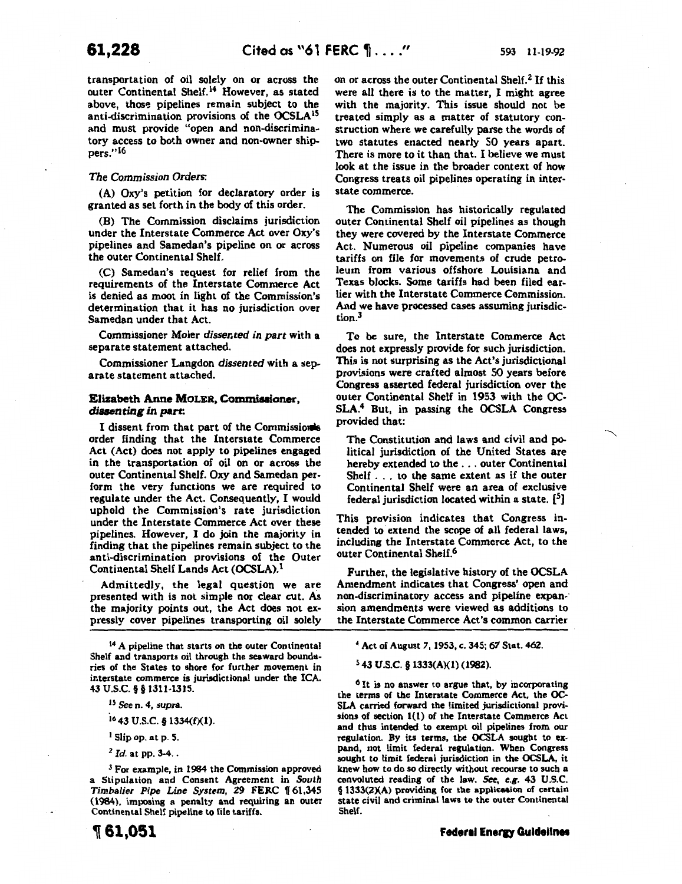transportation of oil solely on or across the outer Continental Shelf.[14] However, as stated above, those pipelines remain subject to the anti-discrimination provisions of the OCSLA[15] and must provide "open and non-discriminatory access to both owner and non-owner shippers."[16]

*The Commission Orders*:

(A) Oxy's petition for declaratory order is granted as set forth in the body of this order.

(B) The Commission disclaims jurisdiction under the Interstate Commerce Act over Oxy's pipelines and Samedan's pipeline on or across the outer Continental Shelf.

(C) Samedan's request for relief from the requirements of the Interstate Commerce Act is denied as moot in light of the Commission's determination that it has no jurisdiction over Samedan under that Act.

Commissioner Moler *dissented in part* with a separate statement attached.

Commissioner Langdon *dissented* with a separate statement attached.

## Elizabeth Anne MOLER, Commissioner, *dissenting in part*:

I dissent from that part of the Commission's order finding that the Interstate Commerce Act (Act) does not apply to pipelines engaged in the transportation of oil on or across the outer Continental Shelf. Oxy and Samedan perform the very functions we are required to regulate under the Act. Consequently, I would uphold the Commission's rate jurisdiction under the Interstate Commerce Act over these pipelines. However, I do join the majority in finding that the pipelines remain subject to the anti-discrimination provisions of the Outer Continental Shelf Lands Act (OCSLA).[1]

Admittedly, the legal question we are presented with is not simple nor clear cut. As the majority points out, the Act does not expressly cover pipelines transporting oil solely on or across the outer Continental Shelf.[2] If this were all there is to the matter, I might agree with the majority. This issue should not be treated simply as a matter of statutory construction where we carefully parse the words of two statutes enacted nearly 50 years apart. There is more to it than that. I believe we must look at the issue in the broader context of how Congress treats oil pipelines operating in interstate commerce.

The Commission has historically regulated outer Continental Shelf oil pipelines as though they were covered by the Interstate Commerce Act. Numerous oil pipeline companies have tariffs on file for movements of crude petroleum from various offshore Louisiana and Texas blocks. Some tariffs had been filed earlier with the Interstate Commerce Commission. And we have processed cases assuming jurisdiction.[3]

To be sure, the Interstate Commerce Act does not expressly provide for such jurisdiction. This is not surprising as the Act's jurisdictional provisions were crafted almost 50 years before Congress asserted federal jurisdiction over the outer Continental Shelf in 1953 with the OCSLA.[4] But, in passing the OCSLA Congress provided that:

> The Constitution and laws and civil and political jurisdiction of the United States are hereby extended to the . . . outer Continental Shelf . . . to the same extent as if the outer Continental Shelf were an area of exclusive federal jurisdiction located within a state. [5]

This provision indicates that Congress intended to extend the scope of all federal laws, including the Interstate Commerce Act, to the outer Continental Shelf.[6]

Further, the legislative history of the OCSLA Amendment indicates that Congress' open and non-discriminatory access and pipeline expansion amendments were viewed as additions to the Interstate Commerce Act's common carrier

---

[14] A pipeline that starts on the outer Continental Shelf and transports oil through the seaward boundaries of the States to shore for further movement in interstate commerce is jurisdictional under the ICA. 43 U.S.C. § § 1311-1315.

[15] *See* n. 4, *supra*.

[16] 43 U.S.C. § 1334(f)(1).

[1] Slip op. at p. 5.

[2] *Id.* at pp. 3-4. .

[3] For example, in 1984 the Commission approved a Stipulation and Consent Agreement in *South Timbalier Pipe Line System*, 29 FERC ¶ 61,345 (1984), imposing a penalty and requiring an outer Continental Shelf pipeline to file tariffs.

[4] Act of August 7, 1953, c. 345; 67 Stat. 462.

[5] 43 U.S.C. § 1333(A)(1) (1982).

[6] It is no answer to argue that, by incorporating the terms of the Interstate Commerce Act, the OCSLA carried forward the limited jurisdictional provisions of section 1(1) of the Interstate Commerce Act and thus intended to exempt oil pipelines from our regulation. By its terms, the OCSLA sought to expand, not limit federal regulation. When Congress sought to limit federal jurisdiction in the OCSLA, it knew how to do so directly without recourse to such a convoluted reading of the law. *See, e.g.* 43 U.S.C. § 1333(2)(A) providing for the application of certain state civil and criminal laws to the outer Continental Shelf.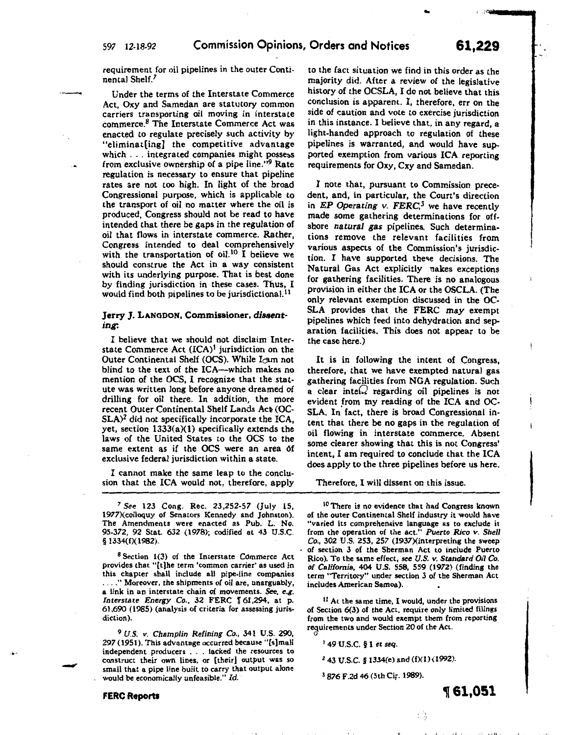requirement for oil pipelines in the outer Continental Shelf.[7]

Under the terms of the Interstate Commerce Act, Oxy and Samedan are statutory common carriers transporting oil moving in interstate commerce.[8] The Interstate Commerce Act was enacted to regulate precisely such activity by "eliminat[ing] the competitive advantage which . . . integrated companies might possess from exclusive ownership of a pipe line."[9] Rate regulation is necessary to ensure that pipeline rates are not too high. In light of the broad Congressional purpose, which is applicable to the transport of oil no matter where the oil is produced, Congress should not be read to have intended that there be gaps in the regulation of oil that flows in interstate commerce. Rather, Congress intended to deal comprehensively with the transportation of oil.[10] I believe we should construe the Act in a way consistent with its underlying purpose. That is best done by finding jurisdiction in these cases. Thus, I would find both pipelines to be jurisdictional.[11]

**Jerry J. LANGDON, Commissioner, *dissenting*:**

I believe that we should not disclaim Interstate Commerce Act (ICA)[1] jurisdiction on the Outer Continental Shelf (OCS). While I am not blind to the text of the ICA—which makes no mention of the OCS, I recognize that the statute was written long before anyone dreamed of drilling for oil there. In addition, the more recent Outer Continental Shelf Lands Act (OCSLA)[2] did not specifically incorporate the ICA, yet, section 1333(a)(1) specifically extends the laws of the United States to the OCS to the same extent as if the OCS were an area of exclusive federal jurisdiction within a state.

I cannot make the same leap to the conclusion that the ICA would not, therefore, apply to the fact situation we find in this order as the majority did. After a review of the legislative history of the OCSLA, I do not believe that this conclusion is apparent. I, therefore, err on the side of caution and vote to exercise jurisdiction in this instance. I believe that, in any regard, a light-handed approach to regulation of these pipelines is warranted, and would have supported exemption from various ICA reporting requirements for Oxy, Cxy and Samedan.

I note that, pursuant to Commission precedent, and, in particular, the Court's direction in *EP Operating v. FERC*,[3] we have recently made some gathering determinations for offshore *natural gas* pipelines. Such determinations remove the relevant facilities from various aspects of the Commission's jurisdiction. I have supported these decisions. The Natural Gas Act explicitly makes exceptions for gathering facilities. There is no analogous provision in either the ICA or the OSCLA. (The only relevant exemption discussed in the OCSLA provides that the FERC *may* exempt pipelines which feed into dehydration and separation facilities. This does not appear to be the case here.)

It is in following the intent of Congress, therefore, that we have exempted natural gas gathering facilities from NGA regulation. Such a clear intent regarding oil pipelines is not evident from my reading of the ICA and OCSLA. In fact, there is broad Congressional intent that there be no gaps in the regulation of oil flowing in interstate commerce. Absent some clearer showing that this is not Congress' intent, I am required to conclude that the ICA does apply to the three pipelines before us here.

Therefore, I will dissent on this issue.

---

[7] *See* 123 Cong. Rec. 23,252-57 (July 15, 1977)(colloquy of Senators Kennedy and Johnston). The Amendments were enacted as Pub. L. No. 95-372, 92 Stat. 632 (1978); codified at 43 U.S.C. § 1334(f)(1982).

[8] Section 1(3) of the Interstate Commerce Act provides that "[t]he term 'common carrier' as used in this chapter shall include all pipe-line companies . . . ." Moreover, the shipments of oil are, unarguably, a link in an interstate chain of movements. *See, e.g. Interstate Energy Co.*, 32 FERC ¶ 61,294, at p. 61,690 (1985) (analysis of criteria for assessing jurisdiction).

[9] *U.S. v. Champlin Refining Co.*, 341 U.S. 290, 297 (1951). This advantage occurred because "[s]mall independent producers . . . lacked the resources to construct their own lines, or [their] output was so small that a pipe line built to carry that output alone would be economically unfeasible." *Id.*

[10] There is no evidence that had Congress known of the outer Continental Shelf industry it would have "varied its comprehensive language as to exclude it from the operation of the act." *Puerto Rico v. Shell Co.*, 302 U.S. 253, 257 (1937)(interpreting the sweep of section 3 of the Sherman Act to include Puerto Rico). To the same effect, *see U.S. v. Standard Oil Co. of California*, 404 U.S. 558, 559 (1972) (finding the term "Territory" under section 3 of the Sherman Act includes American Samoa).

[11] At the same time, I would, under the provisions of Section 6(3) of the Act, require *only* limited filings from the two and would exempt them from reporting requirements under Section 20 of the Act.

[1] 49 U.S.C. § 1 *et seq.*

[2] 43 U.S.C. § 1334(e) and (f)(1)(1992).

[3] 876 F.2d 46 (5th Cir. 1989).

¶ 61,051